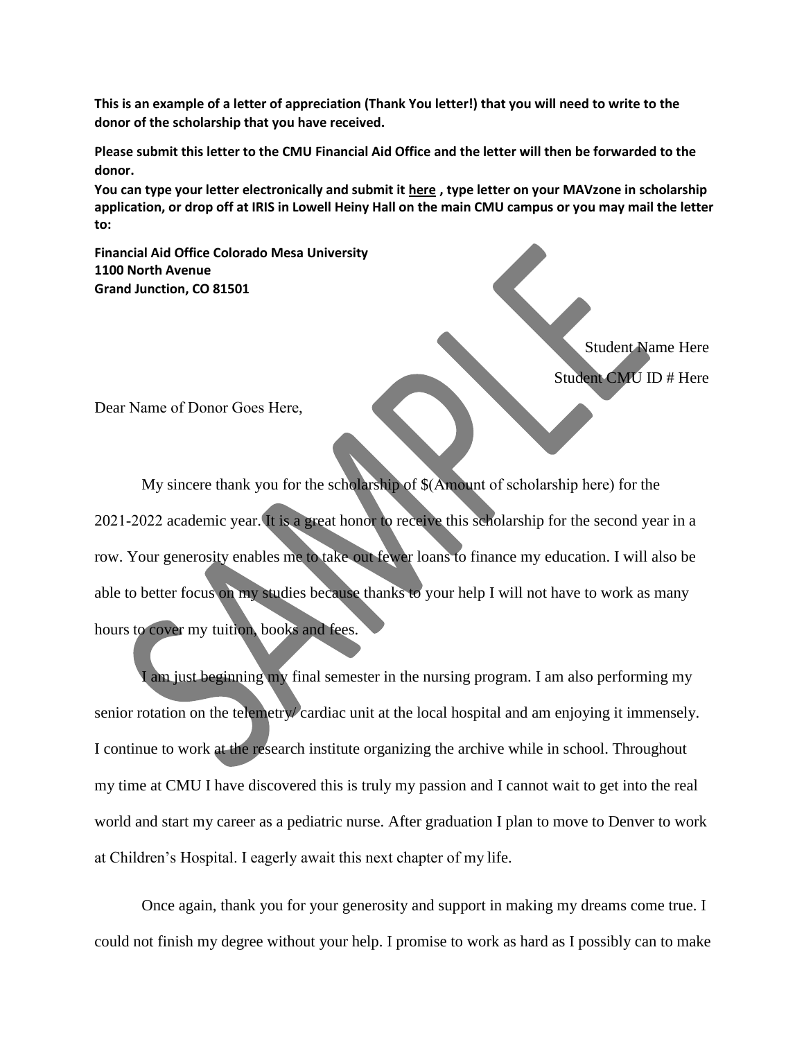**This is an example of a letter of appreciation (Thank You letter!) that you will need to write to the donor of the scholarship that you have received.**

**Please submit this letter to the CMU Financial Aid Office and the letter will then be forwarded to the donor.**

**You can type your letter electronically and submit it <u>here</u> , type letter on your MAVzone in scholarship application, or drop off at IRIS in Lowell Heiny Hall on the main CMU campus or you may mail the letter to:**

**Financial Aid Office Colorado Mesa University**
**1100 North Avenue**
**Grand Junction, CO 81501**

Student Name Here
Student CMU ID # Here

Dear Name of Donor Goes Here,

My sincere thank you for the scholarship of $(Amount of scholarship here) for the 2021-2022 academic year. It is a great honor to receive this scholarship for the second year in a row. Your generosity enables me to take out fewer loans to finance my education. I will also be able to better focus on my studies because thanks to your help I will not have to work as many hours to cover my tuition, books and fees.

I am just beginning my final semester in the nursing program. I am also performing my senior rotation on the telemetry/ cardiac unit at the local hospital and am enjoying it immensely. I continue to work at the research institute organizing the archive while in school. Throughout my time at CMU I have discovered this is truly my passion and I cannot wait to get into the real world and start my career as a pediatric nurse. After graduation I plan to move to Denver to work at Children's Hospital. I eagerly await this next chapter of my life.

Once again, thank you for your generosity and support in making my dreams come true. I could not finish my degree without your help. I promise to work as hard as I possibly can to make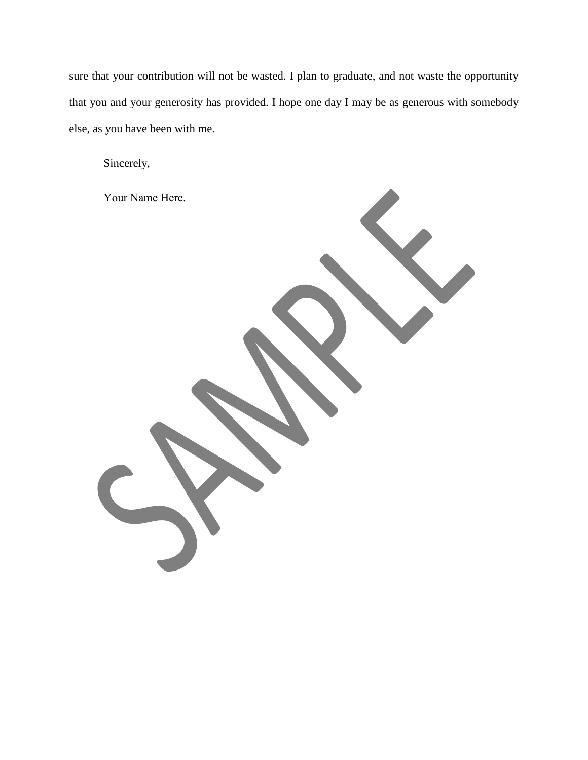sure that your contribution will not be wasted. I plan to graduate, and not waste the opportunity that you and your generosity has provided. I hope one day I may be as generous with somebody else, as you have been with me.

Sincerely,

Your Name Here.